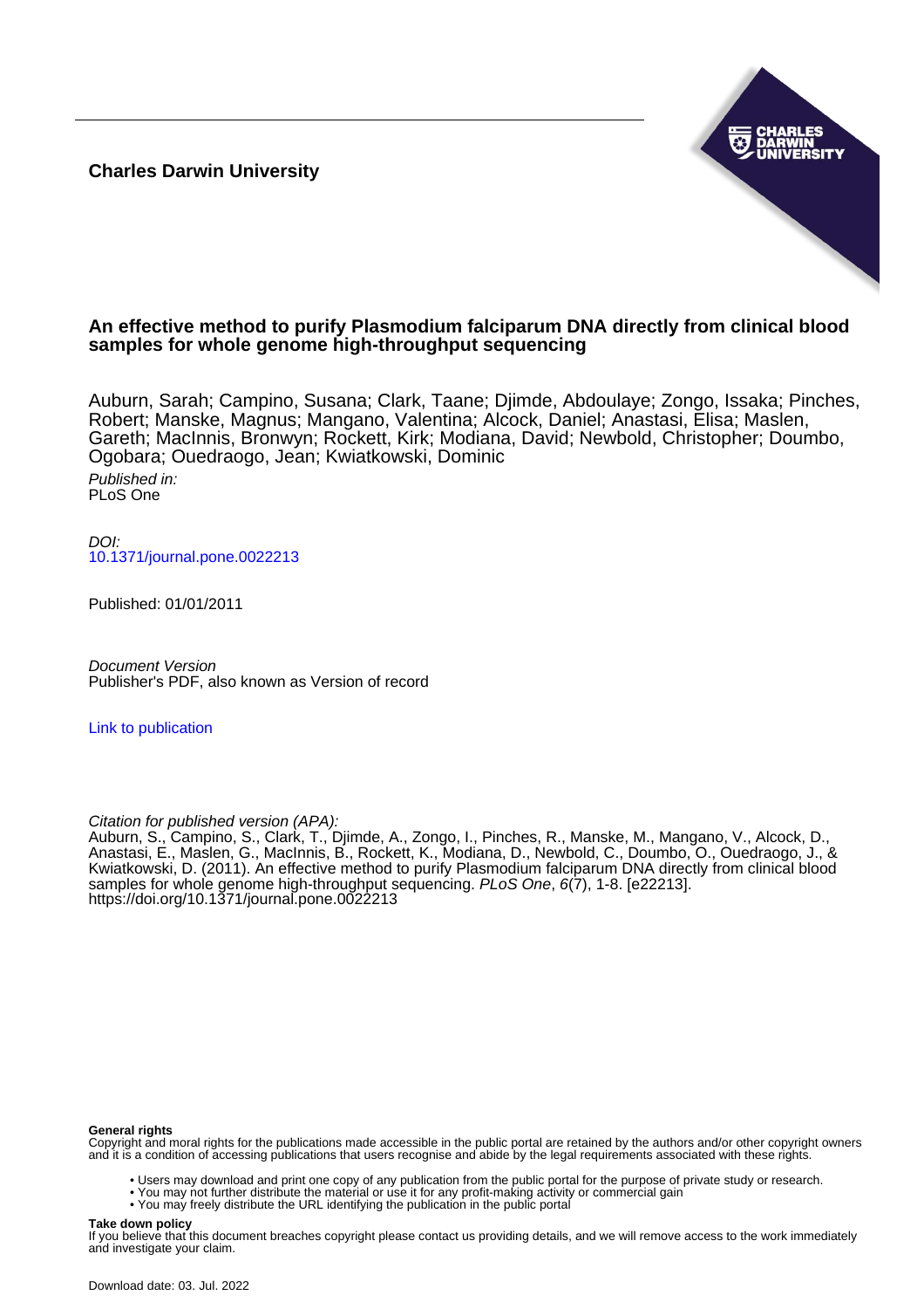**Charles Darwin University**

## An effective method to purify Plasmodium falciparum DNA directly from clinical blood samples for whole genome high-throughput sequencing

Auburn, Sarah; Campino, Susana; Clark, Taane; Djimde, Abdoulaye; Zongo, Issaka; Pinches, Robert; Manske, Magnus; Mangano, Valentina; Alcock, Daniel; Anastasi, Elisa; Maslen, Gareth; MacInnis, Bronwyn; Rockett, Kirk; Modiana, David; Newbold, Christopher; Doumbo, Ogobara; Ouedraogo, Jean; Kwiatkowski, Dominic

*Published in:*
PLoS One

*DOI:*
10.1371/journal.pone.0022213

Published: 01/01/2011

*Document Version*
Publisher's PDF, also known as Version of record

Link to publication

*Citation for published version (APA):*
Auburn, S., Campino, S., Clark, T., Djimde, A., Zongo, I., Pinches, R., Manske, M., Mangano, V., Alcock, D., Anastasi, E., Maslen, G., MacInnis, B., Rockett, K., Modiana, D., Newbold, C., Doumbo, O., Ouedraogo, J., & Kwiatkowski, D. (2011). An effective method to purify Plasmodium falciparum DNA directly from clinical blood samples for whole genome high-throughput sequencing. *PLoS One*, *6*(7), 1-8. [e22213]. https://doi.org/10.1371/journal.pone.0022213

**General rights**
Copyright and moral rights for the publications made accessible in the public portal are retained by the authors and/or other copyright owners and it is a condition of accessing publications that users recognise and abide by the legal requirements associated with these rights.

- Users may download and print one copy of any publication from the public portal for the purpose of private study or research.
- You may not further distribute the material or use it for any profit-making activity or commercial gain
- You may freely distribute the URL identifying the publication in the public portal

**Take down policy**
If you believe that this document breaches copyright please contact us providing details, and we will remove access to the work immediately and investigate your claim.

Download date: 03. Jul. 2022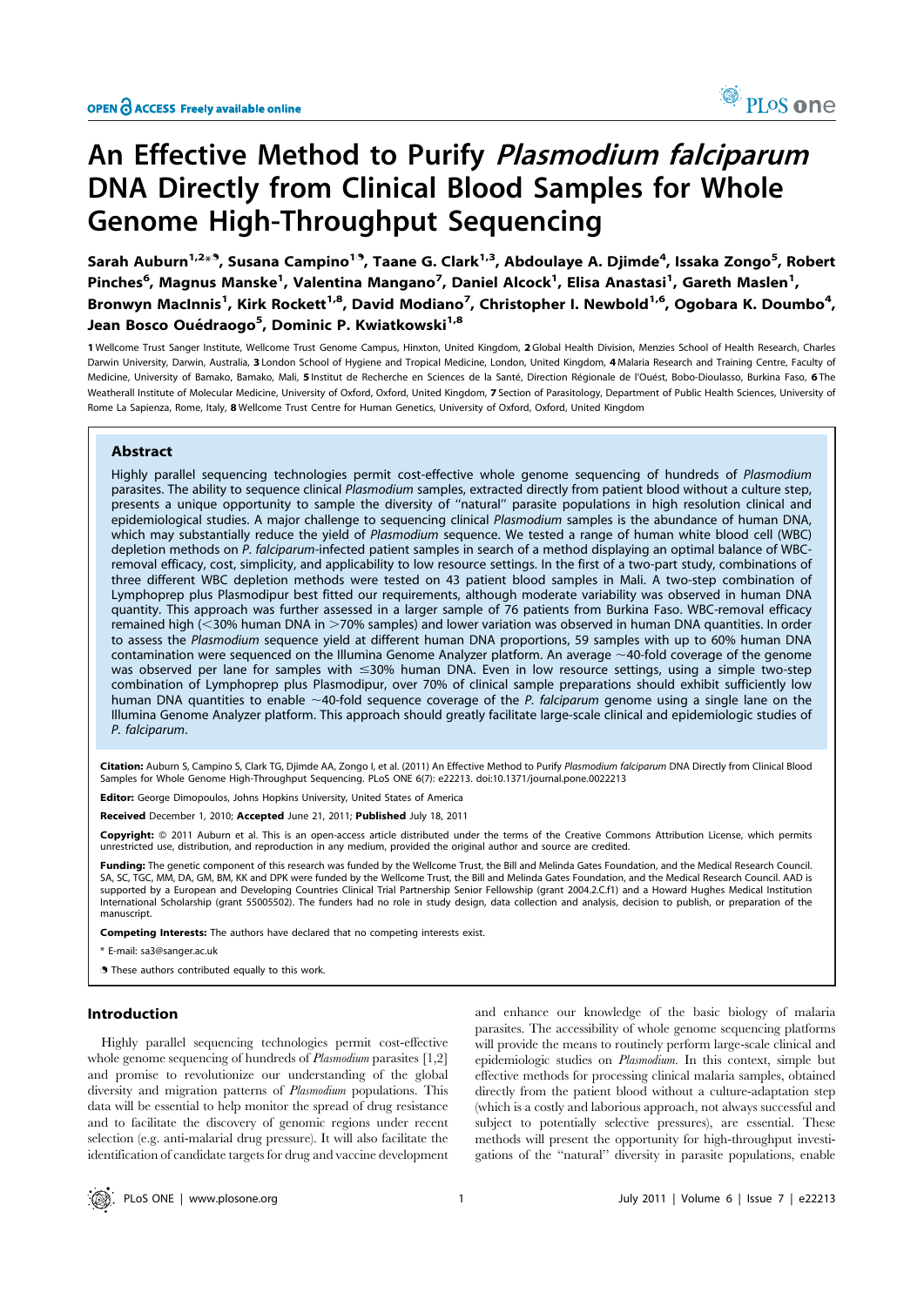# An Effective Method to Purify *Plasmodium falciparum* DNA Directly from Clinical Blood Samples for Whole Genome High-Throughput Sequencing

**Sarah Auburn[1,2*¶], Susana Campino[1¶], Taane G. Clark[1,3], Abdoulaye A. Djimde[4], Issaka Zongo[5], Robert Pinches[6], Magnus Manske[1], Valentina Mangano[7], Daniel Alcock[1], Elisa Anastasi[1], Gareth Maslen[1], Bronwyn MacInnis[1], Kirk Rockett[1,8], David Modiano[7], Christopher I. Newbold[1,6], Ogobara K. Doumbo[4], Jean Bosco Ouédraogo[5], Dominic P. Kwiatkowski[1,8]**

1 Wellcome Trust Sanger Institute, Wellcome Trust Genome Campus, Hinxton, United Kingdom, 2 Global Health Division, Menzies School of Health Research, Charles Darwin University, Darwin, Australia, 3 London School of Hygiene and Tropical Medicine, London, United Kingdom, 4 Malaria Research and Training Centre, Faculty of Medicine, University of Bamako, Bamako, Mali, 5 Institut de Recherche en Sciences de la Santé, Direction Régionale de l'Ouést, Bobo-Dioulasso, Burkina Faso, 6 The Weatherall Institute of Molecular Medicine, University of Oxford, Oxford, United Kingdom, 7 Section of Parasitology, Department of Public Health Sciences, University of Rome La Sapienza, Rome, Italy, 8 Wellcome Trust Centre for Human Genetics, University of Oxford, Oxford, United Kingdom

## Abstract

Highly parallel sequencing technologies permit cost-effective whole genome sequencing of hundreds of *Plasmodium* parasites. The ability to sequence clinical *Plasmodium* samples, extracted directly from patient blood without a culture step, presents a unique opportunity to sample the diversity of "natural" parasite populations in high resolution clinical and epidemiological studies. A major challenge to sequencing clinical *Plasmodium* samples is the abundance of human DNA, which may substantially reduce the yield of *Plasmodium* sequence. We tested a range of human white blood cell (WBC) depletion methods on *P. falciparum*-infected patient samples in search of a method displaying an optimal balance of WBC-removal efficacy, cost, simplicity, and applicability to low resource settings. In the first of a two-part study, combinations of three different WBC depletion methods were tested on 43 patient blood samples in Mali. A two-step combination of Lymphoprep plus Plasmodipur best fitted our requirements, although moderate variability was observed in human DNA quantity. This approach was further assessed in a larger sample of 76 patients from Burkina Faso. WBC-removal efficacy remained high (<30% human DNA in >70% samples) and lower variation was observed in human DNA quantities. In order to assess the *Plasmodium* sequence yield at different human DNA proportions, 59 samples with up to 60% human DNA contamination were sequenced on the Illumina Genome Analyzer platform. An average ~40-fold coverage of the genome was observed per lane for samples with ≤30% human DNA. Even in low resource settings, using a simple two-step combination of Lymphoprep plus Plasmodipur, over 70% of clinical sample preparations should exhibit sufficiently low human DNA quantities to enable ~40-fold sequence coverage of the *P. falciparum* genome using a single lane on the Illumina Genome Analyzer platform. This approach should greatly facilitate large-scale clinical and epidemiologic studies of *P. falciparum*.

**Citation:** Auburn S, Campino S, Clark TG, Djimde AA, Zongo I, et al. (2011) An Effective Method to Purify *Plasmodium falciparum* DNA Directly from Clinical Blood Samples for Whole Genome High-Throughput Sequencing. PLoS ONE 6(7): e22213. doi:10.1371/journal.pone.0022213

**Editor:** George Dimopoulos, Johns Hopkins University, United States of America

**Received** December 1, 2010; **Accepted** June 21, 2011; **Published** July 18, 2011

**Copyright:** © 2011 Auburn et al. This is an open-access article distributed under the terms of the Creative Commons Attribution License, which permits unrestricted use, distribution, and reproduction in any medium, provided the original author and source are credited.

**Funding:** The genetic component of this research was funded by the Wellcome Trust, the Bill and Melinda Gates Foundation, and the Medical Research Council. SA, SC, TGC, MM, DA, GM, BM, KK and DPK were funded by the Wellcome Trust, the Bill and Melinda Gates Foundation, and the Medical Research Council. AAD is supported by a European and Developing Countries Clinical Trial Partnership Senior Fellowship (grant 2004.2.C.f1) and a Howard Hughes Medical Institution International Scholarship (grant 55005502). The funders had no role in study design, data collection and analysis, decision to publish, or preparation of the manuscript.

**Competing Interests:** The authors have declared that no competing interests exist.

\* E-mail: sa3@sanger.ac.uk

¶ These authors contributed equally to this work.

## Introduction

Highly parallel sequencing technologies permit cost-effective whole genome sequencing of hundreds of *Plasmodium* parasites [1,2] and promise to revolutionize our understanding of the global diversity and migration patterns of *Plasmodium* populations. This data will be essential to help monitor the spread of drug resistance and to facilitate the discovery of genomic regions under recent selection (e.g. anti-malarial drug pressure). It will also facilitate the identification of candidate targets for drug and vaccine development and enhance our knowledge of the basic biology of malaria parasites. The accessibility of whole genome sequencing platforms will provide the means to routinely perform large-scale clinical and epidemiologic studies on *Plasmodium*. In this context, simple but effective methods for processing clinical malaria samples, obtained directly from the patient blood without a culture-adaptation step (which is a costly and laborious approach, not always successful and subject to potentially selective pressures), are essential. These methods will present the opportunity for high-throughput investigations of the "natural" diversity in parasite populations, enable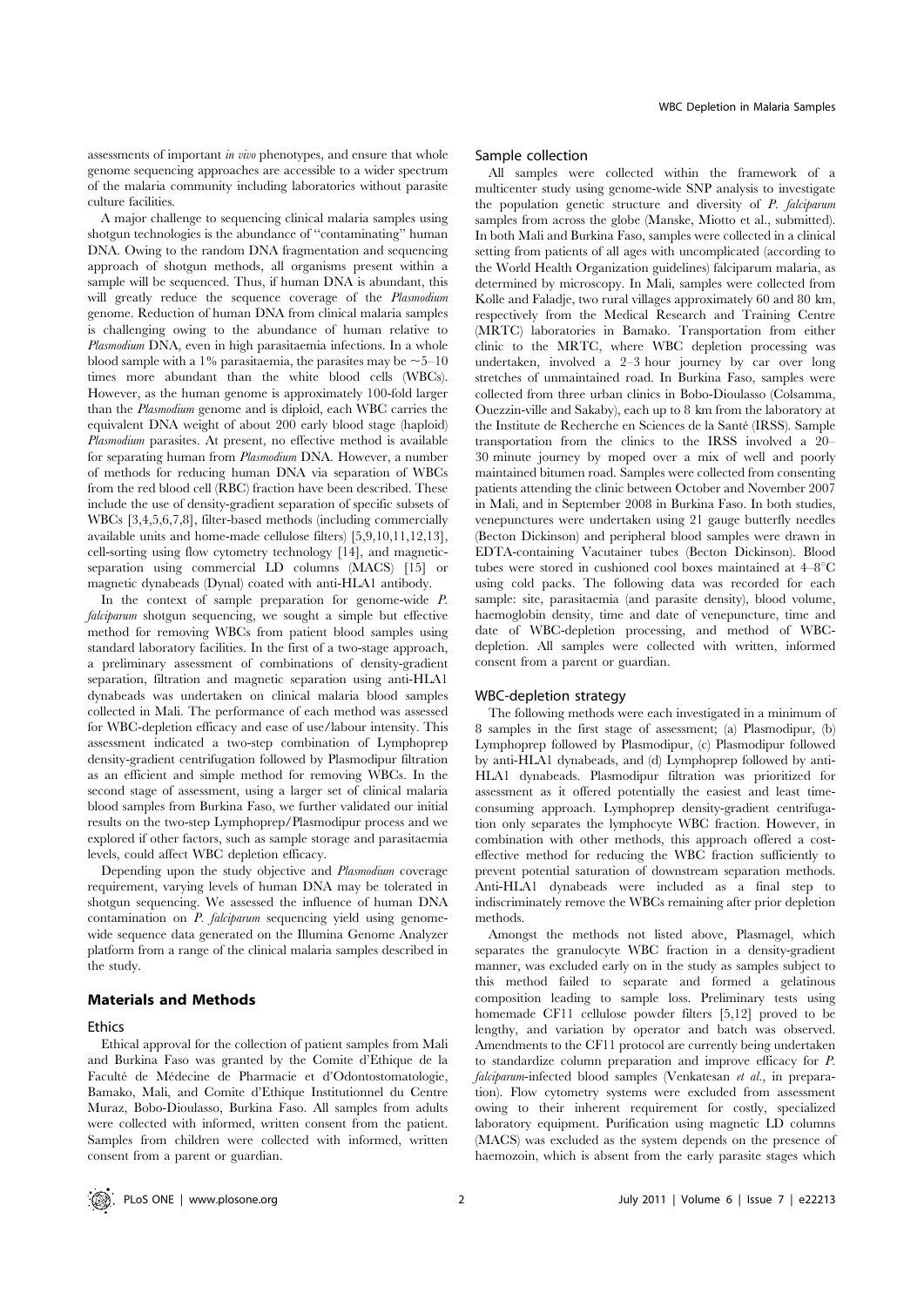assessments of important *in vivo* phenotypes, and ensure that whole genome sequencing approaches are accessible to a wider spectrum of the malaria community including laboratories without parasite culture facilities.

A major challenge to sequencing clinical malaria samples using shotgun technologies is the abundance of "contaminating" human DNA. Owing to the random DNA fragmentation and sequencing approach of shotgun methods, all organisms present within a sample will be sequenced. Thus, if human DNA is abundant, this will greatly reduce the sequence coverage of the *Plasmodium* genome. Reduction of human DNA from clinical malaria samples is challenging owing to the abundance of human relative to *Plasmodium* DNA, even in high parasitaemia infections. In a whole blood sample with a 1% parasitaemia, the parasites may be ~5–10 times more abundant than the white blood cells (WBCs). However, as the human genome is approximately 100-fold larger than the *Plasmodium* genome and is diploid, each WBC carries the equivalent DNA weight of about 200 early blood stage (haploid) *Plasmodium* parasites. At present, no effective method is available for separating human from *Plasmodium* DNA. However, a number of methods for reducing human DNA via separation of WBCs from the red blood cell (RBC) fraction have been described. These include the use of density-gradient separation of specific subsets of WBCs [3,4,5,6,7,8], filter-based methods (including commercially available units and home-made cellulose filters) [5,9,10,11,12,13], cell-sorting using flow cytometry technology [14], and magnetic-separation using commercial LD columns (MACS) [15] or magnetic dynabeads (Dynal) coated with anti-HLA1 antibody.

In the context of sample preparation for genome-wide *P. falciparum* shotgun sequencing, we sought a simple but effective method for removing WBCs from patient blood samples using standard laboratory facilities. In the first of a two-stage approach, a preliminary assessment of combinations of density-gradient separation, filtration and magnetic separation using anti-HLA1 dynabeads was undertaken on clinical malaria blood samples collected in Mali. The performance of each method was assessed for WBC-depletion efficacy and ease of use/labour intensity. This assessment indicated a two-step combination of Lymphoprep density-gradient centrifugation followed by Plasmodipur filtration as an efficient and simple method for removing WBCs. In the second stage of assessment, using a larger set of clinical malaria blood samples from Burkina Faso, we further validated our initial results on the two-step Lymphoprep/Plasmodipur process and we explored if other factors, such as sample storage and parasitaemia levels, could affect WBC depletion efficacy.

Depending upon the study objective and *Plasmodium* coverage requirement, varying levels of human DNA may be tolerated in shotgun sequencing. We assessed the influence of human DNA contamination on *P. falciparum* sequencing yield using genome-wide sequence data generated on the Illumina Genome Analyzer platform from a range of the clinical malaria samples described in the study.

## Materials and Methods

### Ethics

Ethical approval for the collection of patient samples from Mali and Burkina Faso was granted by the Comite d'Ethique de la Faculté de Médecine de Pharmacie et d'Odontostomatologie, Bamako, Mali, and Comite d'Ethique Institutionnel du Centre Muraz, Bobo-Dioulasso, Burkina Faso. All samples from adults were collected with informed, written consent from the patient. Samples from children were collected with informed, written consent from a parent or guardian.

### Sample collection

All samples were collected within the framework of a multicenter study using genome-wide SNP analysis to investigate the population genetic structure and diversity of *P. falciparum* samples from across the globe (Manske, Miotto et al., submitted). In both Mali and Burkina Faso, samples were collected in a clinical setting from patients of all ages with uncomplicated (according to the World Health Organization guidelines) falciparum malaria, as determined by microscopy. In Mali, samples were collected from Kolle and Faladje, two rural villages approximately 60 and 80 km, respectively from the Medical Research and Training Centre (MRTC) laboratories in Bamako. Transportation from either clinic to the MRTC, where WBC depletion processing was undertaken, involved a 2–3 hour journey by car over long stretches of unmaintained road. In Burkina Faso, samples were collected from three urban clinics in Bobo-Dioulasso (Colsamma, Ouezzin-ville and Sakaby), each up to 8 km from the laboratory at the Institute de Recherche en Sciences de la Santé (IRSS). Sample transportation from the clinics to the IRSS involved a 20–30 minute journey by moped over a mix of well and poorly maintained bitumen road. Samples were collected from consenting patients attending the clinic between October and November 2007 in Mali, and in September 2008 in Burkina Faso. In both studies, venepunctures were undertaken using 21 gauge butterfly needles (Becton Dickinson) and peripheral blood samples were drawn in EDTA-containing Vacutainer tubes (Becton Dickinson). Blood tubes were stored in cushioned cool boxes maintained at 4–8°C using cold packs. The following data was recorded for each sample: site, parasitaemia (and parasite density), blood volume, haemoglobin density, time and date of venepuncture, time and date of WBC-depletion processing, and method of WBC-depletion. All samples were collected with written, informed consent from a parent or guardian.

### WBC-depletion strategy

The following methods were each investigated in a minimum of 8 samples in the first stage of assessment; (a) Plasmodipur, (b) Lymphoprep followed by Plasmodipur, (c) Plasmodipur followed by anti-HLA1 dynabeads, and (d) Lymphoprep followed by anti-HLA1 dynabeads. Plasmodipur filtration was prioritized for assessment as it offered potentially the easiest and least time-consuming approach. Lymphoprep density-gradient centrifugation only separates the lymphocyte WBC fraction. However, in combination with other methods, this approach offered a cost-effective method for reducing the WBC fraction sufficiently to prevent potential saturation of downstream separation methods. Anti-HLA1 dynabeads were included as a final step to indiscriminately remove the WBCs remaining after prior depletion methods.

Amongst the methods not listed above, Plasmagel, which separates the granulocyte WBC fraction in a density-gradient manner, was excluded early on in the study as samples subject to this method failed to separate and formed a gelatinous composition leading to sample loss. Preliminary tests using homemade CF11 cellulose powder filters [5,12] proved to be lengthy, and variation by operator and batch was observed. Amendments to the CF11 protocol are currently being undertaken to standardize column preparation and improve efficacy for *P. falciparum*-infected blood samples (Venkatesan *et al.*, in preparation). Flow cytometry systems were excluded from assessment owing to their inherent requirement for costly, specialized laboratory equipment. Purification using magnetic LD columns (MACS) was excluded as the system depends on the presence of haemozoin, which is absent from the early parasite stages which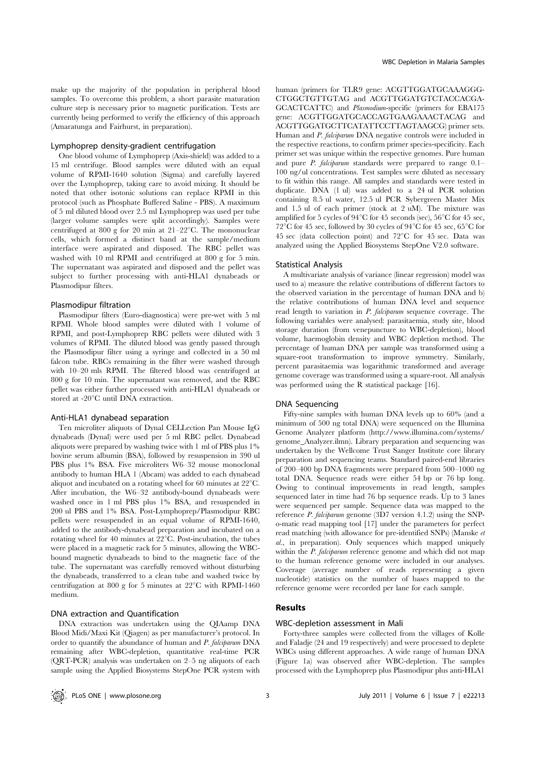make up the majority of the population in peripheral blood samples. To overcome this problem, a short parasite maturation culture step is necessary prior to magnetic purification. Tests are currently being performed to verify the efficiency of this approach (Amaratunga and Fairhurst, in preparation).

### Lymphoprep density-gradient centrifugation

One blood volume of Lymphoprep (Axis-shield) was added to a 15 ml centrifuge. Blood samples were diluted with an equal volume of RPMI-1640 solution (Sigma) and carefully layered over the Lymphoprep, taking care to avoid mixing. It should be noted that other isotonic solutions can replace RPMI in this protocol (such as Phosphate Buffered Saline - PBS). A maximum of 5 ml diluted blood over 2.5 ml Lymphoprep was used per tube (larger volume samples were split accordingly). Samples were centrifuged at 800 g for 20 min at 21–22°C. The mononuclear cells, which formed a distinct band at the sample/medium interface were aspirated and disposed. The RBC pellet was washed with 10 ml RPMI and centrifuged at 800 g for 5 min. The supernatant was aspirated and disposed and the pellet was subject to further processing with anti-HLA1 dynabeads or Plasmodipur filters.

### Plasmodipur filtration

Plasmodipur filters (Euro-diagnostica) were pre-wet with 5 ml RPMI. Whole blood samples were diluted with 1 volume of RPMI, and post-Lymphoprep RBC pellets were diluted with 3 volumes of RPMI. The diluted blood was gently passed through the Plasmodipur filter using a syringe and collected in a 50 ml falcon tube. RBCs remaining in the filter were washed through with 10–20 mls RPMI. The filtered blood was centrifuged at 800 g for 10 min. The supernatant was removed, and the RBC pellet was either further processed with anti-HLA1 dynabeads or stored at -20°C until DNA extraction.

### Anti-HLA1 dynabead separation

Ten microliter aliquots of Dynal CELLection Pan Mouse IgG dynabeads (Dynal) were used per 5 ml RBC pellet. Dynabead aliquots were prepared by washing twice with 1 ml of PBS plus 1% bovine serum albumin (BSA), followed by resuspension in 390 ul PBS plus 1% BSA. Five microliters W6–32 mouse monoclonal antibody to human HLA 1 (Abcam) was added to each dynabead aliquot and incubated on a rotating wheel for 60 minutes at 22°C. After incubation, the W6–32 antibody-bound dynabeads were washed once in 1 ml PBS plus 1% BSA, and resuspended in 200 ul PBS and 1% BSA. Post-Lymphoprep/Plasmodipur RBC pellets were resuspended in an equal volume of RPMI-1640, added to the antibody-dynabead preparation and incubated on a rotating wheel for 40 minutes at 22°C. Post-incubation, the tubes were placed in a magnetic rack for 5 minutes, allowing the WBC-bound magnetic dynabeads to bind to the magnetic face of the tube. The supernatant was carefully removed without disturbing the dynabeads, transferred to a clean tube and washed twice by centrifugation at 800 g for 5 minutes at 22°C with RPMI-1460 medium.

### DNA extraction and Quantification

DNA extraction was undertaken using the QIAamp DNA Blood Midi/Maxi Kit (Qiagen) as per manufacturer's protocol. In order to quantify the abundance of human and *P. falciparum* DNA remaining after WBC-depletion, quantitative real-time PCR (QRT-PCR) analysis was undertaken on 2–5 ng aliquots of each sample using the Applied Biosystems StepOne PCR system with human (primers for TLR9 gene: ACGTTGGATGCAAAGGG-CTGGCTGTTGTAG and ACGTTGGATGTCTACCACGA-GCACTCATTC) and *Plasmodium*-specific (primers for EBA175 gene: ACGTTGGATGCACCAGTGAAGAAACTACAG and ACGTTGGATGCTTCATATTCCTTAGTAAGCG) primer sets. Human and *P. falciparum* DNA negative controls were included in the respective reactions, to confirm primer species-specificity. Each primer set was unique within the respective genomes. Pure human and pure *P. falciparum* standards were prepared to range 0.1–100 ng/ul concentrations. Test samples were diluted as necessary to fit within this range. All samples and standards were tested in duplicate. DNA (1 ul) was added to a 24 ul PCR solution containing 8.5 ul water, 12.5 ul PCR Sybergreen Master Mix and 1.5 ul of each primer (stock at 2 uM). The mixture was amplified for 5 cycles of 94°C for 45 seconds (sec), 56°C for 45 sec, 72°C for 45 sec, followed by 30 cycles of 94°C for 45 sec, 65°C for 45 sec (data collection point) and 72°C for 45 sec. Data was analyzed using the Applied Biosystems StepOne V2.0 software.

### Statistical Analysis

A multivariate analysis of variance (linear regression) model was used to a) measure the relative contributions of different factors to the observed variation in the percentage of human DNA and b) the relative contributions of human DNA level and sequence read length to variation in *P. falciparum* sequence coverage. The following variables were analysed: parasitaemia, study site, blood storage duration (from venepuncture to WBC-depletion), blood volume, haemoglobin density and WBC depletion method. The percentage of human DNA per sample was transformed using a square-root transformation to improve symmetry. Similarly, percent parasitaemia was logarithmic transformed and average genome coverage was transformed using a square-root. All analysis was performed using the R statistical package [16].

### DNA Sequencing

Fifty-nine samples with human DNA levels up to 60% (and a minimum of 500 ng total DNA) were sequenced on the Illumina Genome Analyzer platform (http://www.illumina.com/systems/genome_Analyzer.ilmn). Library preparation and sequencing was undertaken by the Wellcome Trust Sanger Institute core library preparation and sequencing teams. Standard paired-end libraries of 200–400 bp DNA fragments were prepared from 500–1000 ng total DNA. Sequence reads were either 54 bp or 76 bp long. Owing to continual improvements in read length, samples sequenced later in time had 76 bp sequence reads. Up to 3 lanes were sequenced per sample. Sequence data was mapped to the reference *P. falciparum* genome (3D7 version 4.1.2) using the SNP-o-matic read mapping tool [17] under the parameters for perfect read matching (with allowance for pre-identified SNPs) (Manske *et al.*, in preparation). Only sequences which mapped uniquely within the *P. falciparum* reference genome and which did not map to the human reference genome were included in our analyses. Coverage (average number of reads representing a given nucleotide) statistics on the number of bases mapped to the reference genome were recorded per lane for each sample.

## Results

### WBC-depletion assessment in Mali

Forty-three samples were collected from the villages of Kolle and Faladje (24 and 19 respectively) and were processed to deplete WBCs using different approaches. A wide range of human DNA (Figure 1a) was observed after WBC-depletion. The samples processed with the Lymphoprep plus Plasmodipur plus anti-HLA1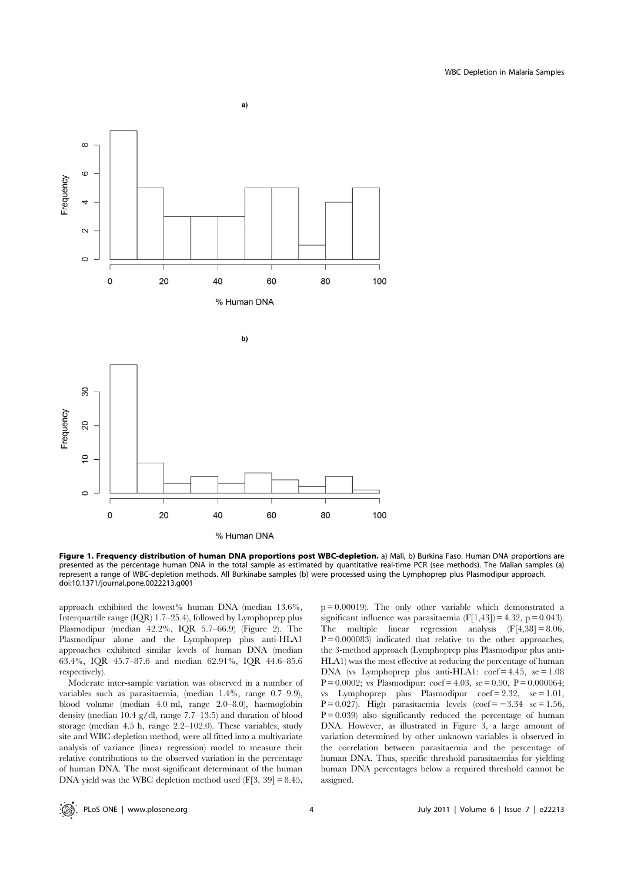**Figure 1. Frequency distribution of human DNA proportions post WBC-depletion.** a) Mali, b) Burkina Faso. Human DNA proportions are presented as the percentage human DNA in the total sample as estimated by quantitative real-time PCR (see methods). The Malian samples (a) represent a range of WBC-depletion methods. All Burkinabe samples (b) were processed using the Lymphoprep plus Plasmodipur approach.
doi:10.1371/journal.pone.0022213.g001

approach exhibited the lowest% human DNA (median 13.6%, Interquartile range (IQR) 1.7–25.4), followed by Lymphoprep plus Plasmodipur (median 42.2%, IQR 5.7–66.9) (Figure 2). The Plasmodipur alone and the Lymphoprep plus anti-HLA1 approaches exhibited similar levels of human DNA (median 63.4%, IQR 45.7–87.6 and median 62.91%, IQR 44.6–85.6 respectively).

Moderate inter-sample variation was observed in a number of variables such as parasitaemia, (median 1.4%, range 0.7–9.9), blood volume (median 4.0 ml, range 2.0–8.0), haemoglobin density (median 10.4 g/dl, range 7.7–13.5) and duration of blood storage (median 4.5 h, range 2.2–102.0). These variables, study site and WBC-depletion method, were all fitted into a multivariate analysis of variance (linear regression) model to measure their relative contributions to the observed variation in the percentage of human DNA. The most significant determinant of the human DNA yield was the WBC depletion method used ($F[3, 39] = 8.45$, $p = 0.00019$). The only other variable which demonstrated a significant influence was parasitaemia ($F[1,43] = 4.32$, $p = 0.043$). The multiple linear regression analysis ($F[4,38] = 8.06$, $P = 0.000083$) indicated that relative to the other approaches, the 3-method approach (Lymphoprep plus Plasmodipur plus anti-HLA1) was the most effective at reducing the percentage of human DNA (vs Lymphoprep plus anti-HLA1: coef = 4.45, se = 1.08 $P = 0.0002$; vs Plasmodipur: coef = 4.03, se = 0.90, $P = 0.000064$; vs Lymphoprep plus Plasmodipur coef = 2.32, se = 1.01, $P = 0.027$). High parasitaemia levels (coef = −3.34 se = 1.56, $P = 0.039$) also significantly reduced the percentage of human DNA. However, as illustrated in Figure 3, a large amount of variation determined by other unknown variables is observed in the correlation between parasitaemia and the percentage of human DNA. Thus, specific threshold parasitaemias for yielding human DNA percentages below a required threshold cannot be assigned.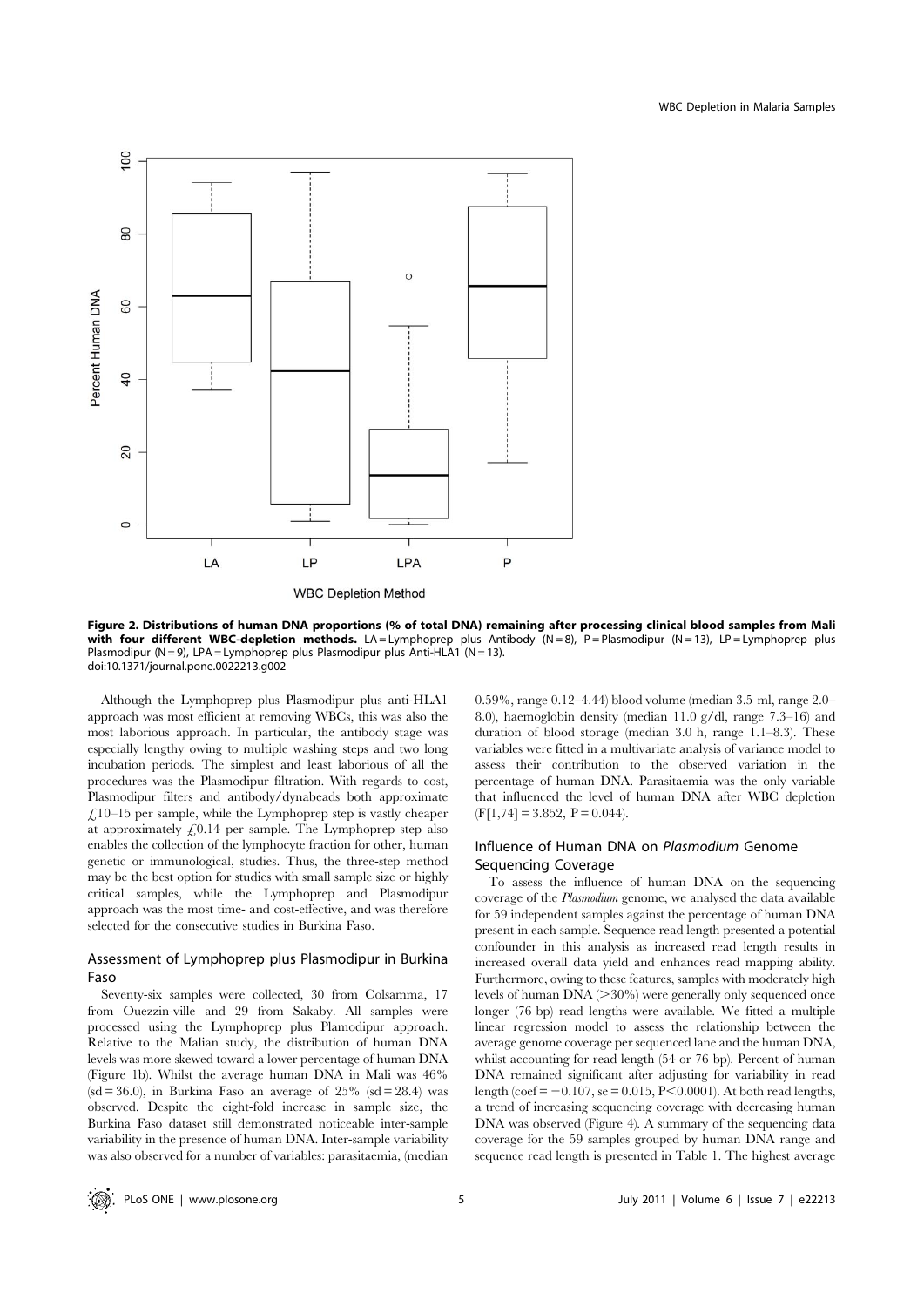**Figure 2. Distributions of human DNA proportions (% of total DNA) remaining after processing clinical blood samples from Mali with four different WBC-depletion methods.** LA = Lymphoprep plus Antibody (N = 8), P = Plasmodipur (N = 13), LP = Lymphoprep plus Plasmodipur (N = 9), LPA = Lymphoprep plus Plasmodipur plus Anti-HLA1 (N = 13).
doi:10.1371/journal.pone.0022213.g002

Although the Lymphoprep plus Plasmodipur plus anti-HLA1 approach was most efficient at removing WBCs, this was also the most laborious approach. In particular, the antibody stage was especially lengthy owing to multiple washing steps and two long incubation periods. The simplest and least laborious of all the procedures was the Plasmodipur filtration. With regards to cost, Plasmodipur filters and antibody/dynabeads both approximate £10–15 per sample, while the Lymphoprep step is vastly cheaper at approximately £0.14 per sample. The Lymphoprep step also enables the collection of the lymphocyte fraction for other, human genetic or immunological, studies. Thus, the three-step method may be the best option for studies with small sample size or highly critical samples, while the Lymphoprep and Plasmodipur approach was the most time- and cost-effective, and was therefore selected for the consecutive studies in Burkina Faso.

### Assessment of Lymphoprep plus Plasmodipur in Burkina Faso

Seventy-six samples were collected, 30 from Colsamma, 17 from Ouezzin-ville and 29 from Sakaby. All samples were processed using the Lymphoprep plus Plamodipur approach. Relative to the Malian study, the distribution of human DNA levels was more skewed toward a lower percentage of human DNA (Figure 1b). Whilst the average human DNA in Mali was 46% (sd = 36.0), in Burkina Faso an average of 25% (sd = 28.4) was observed. Despite the eight-fold increase in sample size, the Burkina Faso dataset still demonstrated noticeable inter-sample variability in the presence of human DNA. Inter-sample variability was also observed for a number of variables: parasitaemia, (median 0.59%, range 0.12–4.44) blood volume (median 3.5 ml, range 2.0–8.0), haemoglobin density (median 11.0 g/dl, range 7.3–16) and duration of blood storage (median 3.0 h, range 1.1–8.3). These variables were fitted in a multivariate analysis of variance model to assess their contribution to the observed variation in the percentage of human DNA. Parasitaemia was the only variable that influenced the level of human DNA after WBC depletion ($F[1,74] = 3.852$, $P = 0.044$).

### Influence of Human DNA on *Plasmodium* Genome Sequencing Coverage

To assess the influence of human DNA on the sequencing coverage of the *Plasmodium* genome, we analysed the data available for 59 independent samples against the percentage of human DNA present in each sample. Sequence read length presented a potential confounder in this analysis as increased read length results in increased overall data yield and enhances read mapping ability. Furthermore, owing to these features, samples with moderately high levels of human DNA (>30%) were generally only sequenced once longer (76 bp) read lengths were available. We fitted a multiple linear regression model to assess the relationship between the average genome coverage per sequenced lane and the human DNA, whilst accounting for read length (54 or 76 bp). Percent of human DNA remained significant after adjusting for variability in read length (coef = −0.107, se = 0.015, $P<0.0001$). At both read lengths, a trend of increasing sequencing coverage with decreasing human DNA was observed (Figure 4). A summary of the sequencing data coverage for the 59 samples grouped by human DNA range and sequence read length is presented in Table 1. The highest average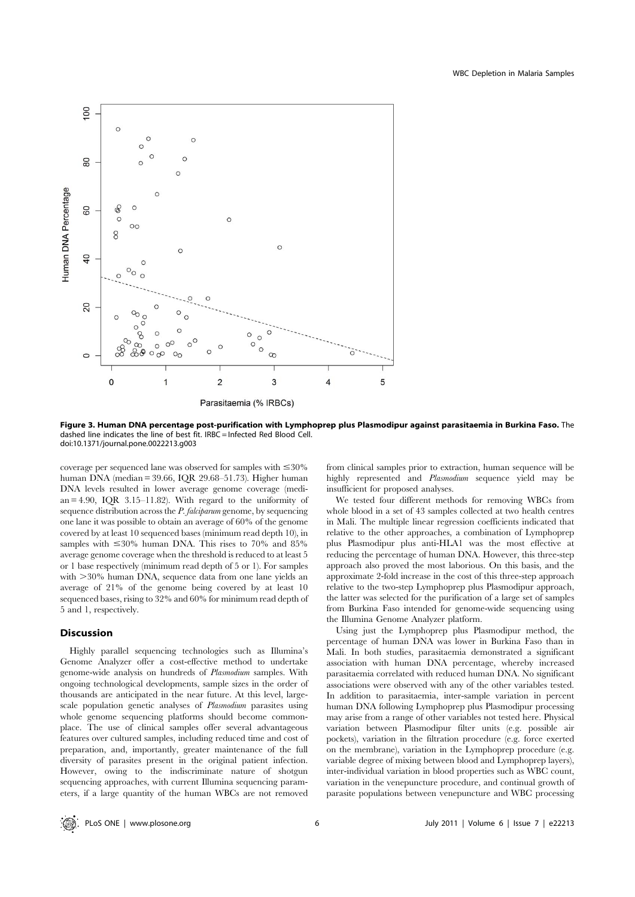**Figure 3. Human DNA percentage post-purification with Lymphoprep plus Plasmodipur against parasitaemia in Burkina Faso.** The dashed line indicates the line of best fit. IRBC = Infected Red Blood Cell.
doi:10.1371/journal.pone.0022213.g003

coverage per sequenced lane was observed for samples with ≤30% human DNA (median = 39.66, IQR 29.68–51.73). Higher human DNA levels resulted in lower average genome coverage (median = 4.90, IQR 3.15–11.82). With regard to the uniformity of sequence distribution across the *P. falciparum* genome, by sequencing one lane it was possible to obtain an average of 60% of the genome covered by at least 10 sequenced bases (minimum read depth 10), in samples with ≤30% human DNA. This rises to 70% and 85% average genome coverage when the threshold is reduced to at least 5 or 1 base respectively (minimum read depth of 5 or 1). For samples with >30% human DNA, sequence data from one lane yields an average of 21% of the genome being covered by at least 10 sequenced bases, rising to 32% and 60% for minimum read depth of 5 and 1, respectively.

## Discussion

Highly parallel sequencing technologies such as Illumina's Genome Analyzer offer a cost-effective method to undertake genome-wide analysis on hundreds of *Plasmodium* samples. With ongoing technological developments, sample sizes in the order of thousands are anticipated in the near future. At this level, large-scale population genetic analyses of *Plasmodium* parasites using whole genome sequencing platforms should become commonplace. The use of clinical samples offer several advantageous features over cultured samples, including reduced time and cost of preparation, and, importantly, greater maintenance of the full diversity of parasites present in the original patient infection. However, owing to the indiscriminate nature of shotgun sequencing approaches, with current Illumina sequencing parameters, if a large quantity of the human WBCs are not removed from clinical samples prior to extraction, human sequence will be highly represented and *Plasmodium* sequence yield may be insufficient for proposed analyses.

We tested four different methods for removing WBCs from whole blood in a set of 43 samples collected at two health centres in Mali. The multiple linear regression coefficients indicated that relative to the other approaches, a combination of Lymphoprep plus Plasmodipur plus anti-HLA1 was the most effective at reducing the percentage of human DNA. However, this three-step approach also proved the most laborious. On this basis, and the approximate 2-fold increase in the cost of this three-step approach relative to the two-step Lymphoprep plus Plasmodipur approach, the latter was selected for the purification of a large set of samples from Burkina Faso intended for genome-wide sequencing using the Illumina Genome Analyzer platform.

Using just the Lymphoprep plus Plasmodipur method, the percentage of human DNA was lower in Burkina Faso than in Mali. In both studies, parasitaemia demonstrated a significant association with human DNA percentage, whereby increased parasitaemia correlated with reduced human DNA. No significant associations were observed with any of the other variables tested. In addition to parasitaemia, inter-sample variation in percent human DNA following Lymphoprep plus Plasmodipur processing may arise from a range of other variables not tested here. Physical variation between Plasmodipur filter units (e.g. possible air pockets), variation in the filtration procedure (e.g. force exerted on the membrane), variation in the Lymphoprep procedure (e.g. variable degree of mixing between blood and Lymphoprep layers), inter-individual variation in blood properties such as WBC count, variation in the venepuncture procedure, and continual growth of parasite populations between venepuncture and WBC processing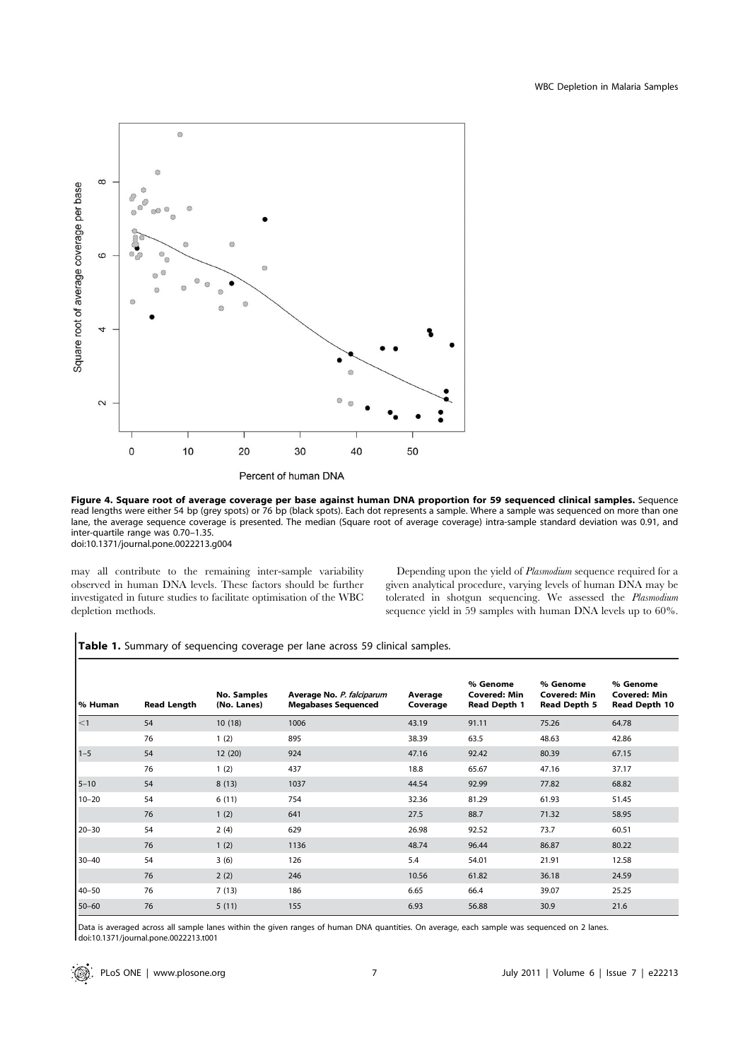**Figure 4. Square root of average coverage per base against human DNA proportion for 59 sequenced clinical samples.** Sequence read lengths were either 54 bp (grey spots) or 76 bp (black spots). Each dot represents a sample. Where a sample was sequenced on more than one lane, the average sequence coverage is presented. The median (Square root of average coverage) intra-sample standard deviation was 0.91, and inter-quartile range was 0.70–1.35.
doi:10.1371/journal.pone.0022213.g004

may all contribute to the remaining inter-sample variability observed in human DNA levels. These factors should be further investigated in future studies to facilitate optimisation of the WBC depletion methods.

Depending upon the yield of *Plasmodium* sequence required for a given analytical procedure, varying levels of human DNA may be tolerated in shotgun sequencing. We assessed the *Plasmodium* sequence yield in 59 samples with human DNA levels up to 60%.

**Table 1.** Summary of sequencing coverage per lane across 59 clinical samples.

| % Human | Read Length | No. Samples (No. Lanes) | Average No. *P. falciparum* Megabases Sequenced | Average Coverage | % Genome Covered: Min Read Depth 1 | % Genome Covered: Min Read Depth 5 | % Genome Covered: Min Read Depth 10 |
|---|---|---|---|---|---|---|---|
| <1 | 54 | 10 (18) | 1006 | 43.19 | 91.11 | 75.26 | 64.78 |
| | 76 | 1 (2) | 895 | 38.39 | 63.5 | 48.63 | 42.86 |
| 1–5 | 54 | 12 (20) | 924 | 47.16 | 92.42 | 80.39 | 67.15 |
| | 76 | 1 (2) | 437 | 18.8 | 65.67 | 47.16 | 37.17 |
| 5–10 | 54 | 8 (13) | 1037 | 44.54 | 92.99 | 77.82 | 68.82 |
| 10–20 | 54 | 6 (11) | 754 | 32.36 | 81.29 | 61.93 | 51.45 |
| | 76 | 1 (2) | 641 | 27.5 | 88.7 | 71.32 | 58.95 |
| 20–30 | 54 | 2 (4) | 629 | 26.98 | 92.52 | 73.7 | 60.51 |
| | 76 | 1 (2) | 1136 | 48.74 | 96.44 | 86.87 | 80.22 |
| 30–40 | 54 | 3 (6) | 126 | 5.4 | 54.01 | 21.91 | 12.58 |
| | 76 | 2 (2) | 246 | 10.56 | 61.82 | 36.18 | 24.59 |
| 40–50 | 76 | 7 (13) | 186 | 6.65 | 66.4 | 39.07 | 25.25 |
| 50–60 | 76 | 5 (11) | 155 | 6.93 | 56.88 | 30.9 | 21.6 |

Data is averaged across all sample lanes within the given ranges of human DNA quantities. On average, each sample was sequenced on 2 lanes.
doi:10.1371/journal.pone.0022213.t001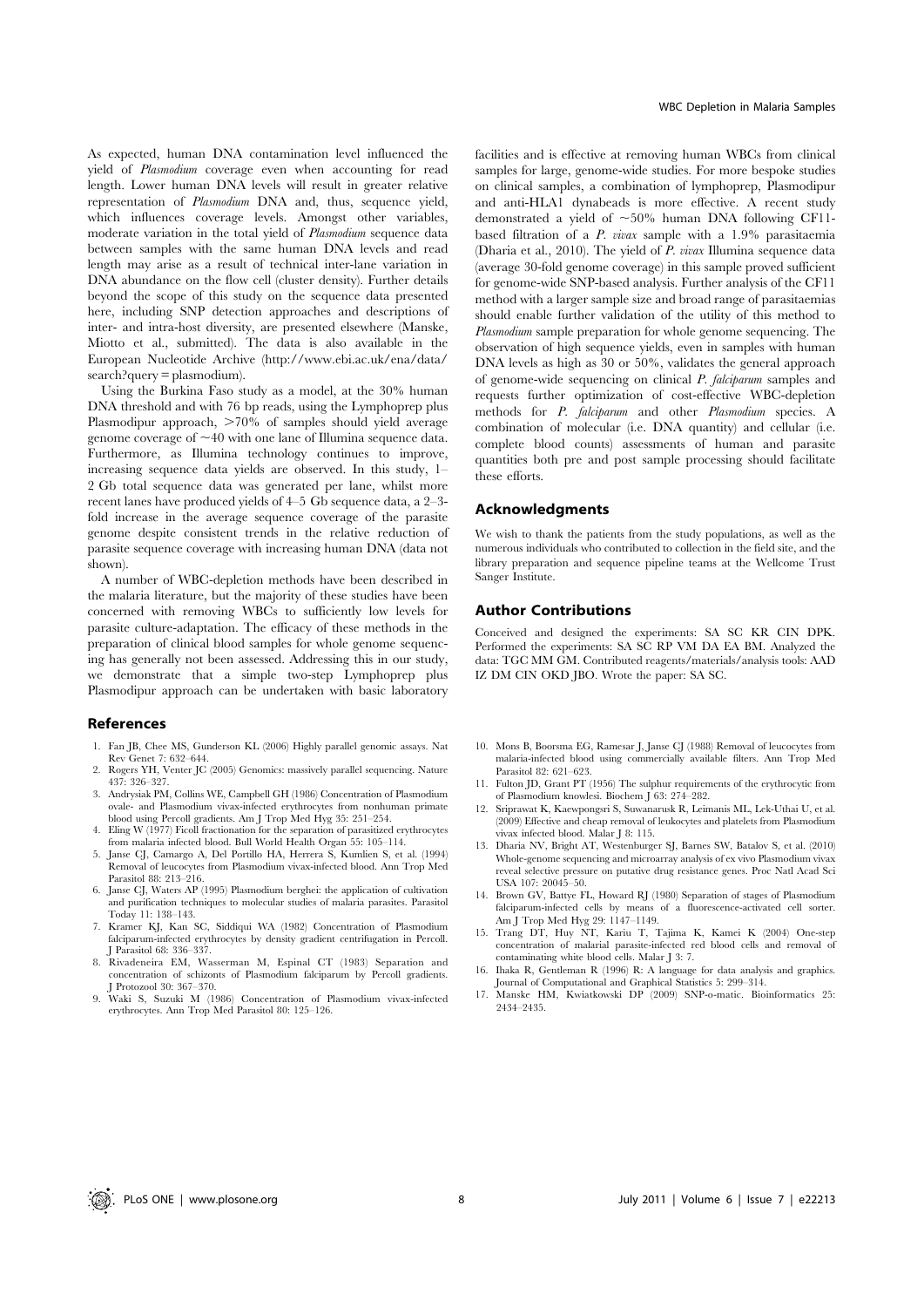As expected, human DNA contamination level influenced the yield of *Plasmodium* coverage even when accounting for read length. Lower human DNA levels will result in greater relative representation of *Plasmodium* DNA and, thus, sequence yield, which influences coverage levels. Amongst other variables, moderate variation in the total yield of *Plasmodium* sequence data between samples with the same human DNA levels and read length may arise as a result of technical inter-lane variation in DNA abundance on the flow cell (cluster density). Further details beyond the scope of this study on the sequence data presented here, including SNP detection approaches and descriptions of inter- and intra-host diversity, are presented elsewhere (Manske, Miotto et al., submitted). The data is also available in the European Nucleotide Archive (http://www.ebi.ac.uk/ena/data/search?query=plasmodium).

Using the Burkina Faso study as a model, at the 30% human DNA threshold and with 76 bp reads, using the Lymphoprep plus Plasmodipur approach, >70% of samples should yield average genome coverage of ~40 with one lane of Illumina sequence data. Furthermore, as Illumina technology continues to improve, increasing sequence data yields are observed. In this study, 1–2 Gb total sequence data was generated per lane, whilst more recent lanes have produced yields of 4–5 Gb sequence data, a 2–3-fold increase in the average sequence coverage of the parasite genome despite consistent trends in the relative reduction of parasite sequence coverage with increasing human DNA (data not shown).

A number of WBC-depletion methods have been described in the malaria literature, but the majority of these studies have been concerned with removing WBCs to sufficiently low levels for parasite culture-adaptation. The efficacy of these methods in the preparation of clinical blood samples for whole genome sequencing has generally not been assessed. Addressing this in our study, we demonstrate that a simple two-step Lymphoprep plus Plasmodipur approach can be undertaken with basic laboratory facilities and is effective at removing human WBCs from clinical samples for large, genome-wide studies. For more bespoke studies on clinical samples, a combination of lymphoprep, Plasmodipur and anti-HLA1 dynabeads is more effective. A recent study demonstrated a yield of ~50% human DNA following CF11-based filtration of a *P. vivax* sample with a 1.9% parasitaemia (Dharia et al., 2010). The yield of *P. vivax* Illumina sequence data (average 30-fold genome coverage) in this sample proved sufficient for genome-wide SNP-based analysis. Further analysis of the CF11 method with a larger sample size and broad range of parasitaemias should enable further validation of the utility of this method to *Plasmodium* sample preparation for whole genome sequencing. The observation of high sequence yields, even in samples with human DNA levels as high as 30 or 50%, validates the general approach of genome-wide sequencing on clinical *P. falciparum* samples and requests further optimization of cost-effective WBC-depletion methods for *P. falciparum* and other *Plasmodium* species. A combination of molecular (i.e. DNA quantity) and cellular (i.e. complete blood counts) assessments of human and parasite quantities both pre and post sample processing should facilitate these efforts.

## Acknowledgments

We wish to thank the patients from the study populations, as well as the numerous individuals who contributed to collection in the field site, and the library preparation and sequence pipeline teams at the Wellcome Trust Sanger Institute.

## Author Contributions

Conceived and designed the experiments: SA SC KR CIN DPK. Performed the experiments: SA SC RP VM DA EA BM. Analyzed the data: TGC MM GM. Contributed reagents/materials/analysis tools: AAD IZ DM CIN OKD JBO. Wrote the paper: SA SC.

## References

1. Fan JB, Chee MS, Gunderson KL (2006) Highly parallel genomic assays. Nat Rev Genet 7: 632–644.
2. Rogers YH, Venter JC (2005) Genomics: massively parallel sequencing. Nature 437: 326–327.
3. Andrysiak PM, Collins WE, Campbell GH (1986) Concentration of Plasmodium ovale- and Plasmodium vivax-infected erythrocytes from nonhuman primate blood using Percoll gradients. Am J Trop Med Hyg 35: 251–254.
4. Eling W (1977) Ficoll fractionation for the separation of parasitized erythrocytes from malaria infected blood. Bull World Health Organ 55: 105–114.
5. Janse CJ, Camargo A, Del Portillo HA, Herrera S, Kumlien S, et al. (1994) Removal of leucocytes from Plasmodium vivax-infected blood. Ann Trop Med Parasitol 88: 213–216.
6. Janse CJ, Waters AP (1995) Plasmodium berghei: the application of cultivation and purification techniques to molecular studies of malaria parasites. Parasitol Today 11: 138–143.
7. Kramer KJ, Kan SC, Siddiqui WA (1982) Concentration of Plasmodium falciparum-infected erythrocytes by density gradient centrifugation in Percoll. J Parasitol 68: 336–337.
8. Rivadeneira EM, Wasserman M, Espinal CT (1983) Separation and concentration of schizonts of Plasmodium falciparum by Percoll gradients. J Protozool 30: 367–370.
9. Waki S, Suzuki M (1986) Concentration of Plasmodium vivax-infected erythrocytes. Ann Trop Med Parasitol 80: 125–126.
10. Mons B, Boorsma EG, Ramesar J, Janse CJ (1988) Removal of leucocytes from malaria-infected blood using commercially available filters. Ann Trop Med Parasitol 82: 621–623.
11. Fulton JD, Grant PT (1956) The sulphur requirements of the erythrocytic from of Plasmodium knowlesi. Biochem J 63: 274–282.
12. Sriprawat K, Kaewpongsri S, Suwanarusk R, Leimanis ML, Lek-Uthai U, et al. (2009) Effective and cheap removal of leukocytes and platelets from Plasmodium vivax infected blood. Malar J 8: 115.
13. Dharia NV, Bright AT, Westenburger SJ, Barnes SW, Batalov S, et al. (2010) Whole-genome sequencing and microarray analysis of ex vivo Plasmodium vivax reveal selective pressure on putative drug resistance genes. Proc Natl Acad Sci USA 107: 20045–50.
14. Brown GV, Battye FL, Howard RJ (1980) Separation of stages of Plasmodium falciparum-infected cells by means of a fluorescence-activated cell sorter. Am J Trop Med Hyg 29: 1147–1149.
15. Trang DT, Huy NT, Kariu T, Tajima K, Kamei K (2004) One-step concentration of malarial parasite-infected red blood cells and removal of contaminating white blood cells. Malar J 3: 7.
16. Ihaka R, Gentleman R (1996) R: A language for data analysis and graphics. Journal of Computational and Graphical Statistics 5: 299–314.
17. Manske HM, Kwiatkowski DP (2009) SNP-o-matic. Bioinformatics 25: 2434–2435.